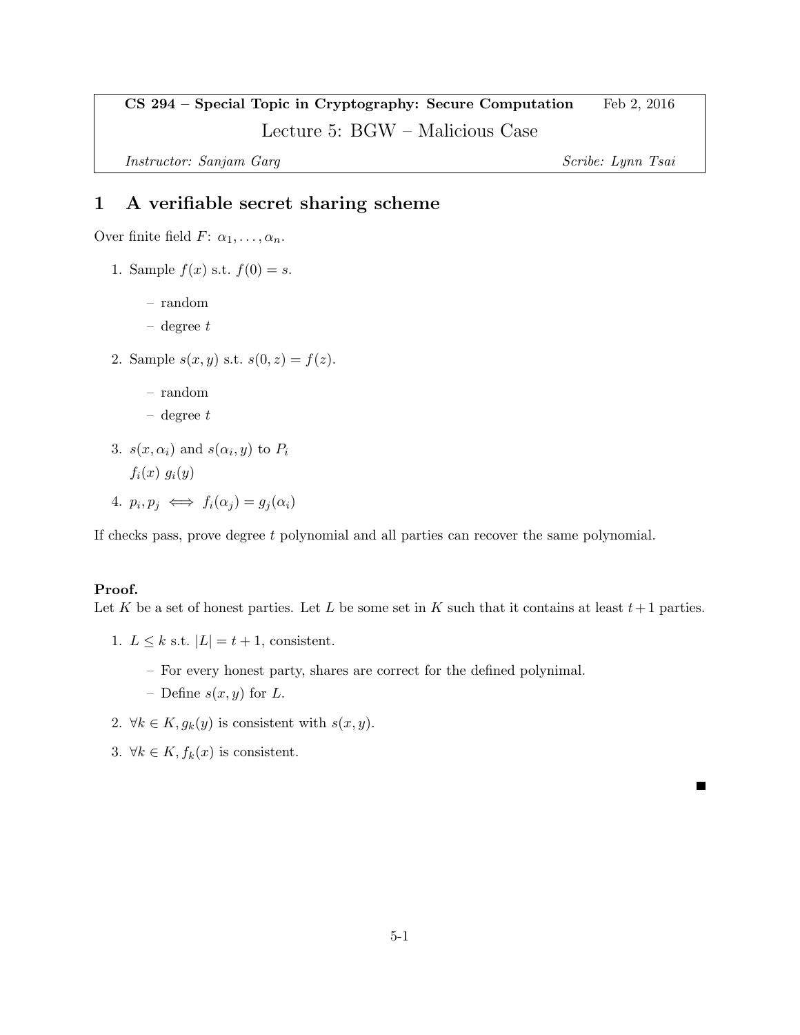**CS 294 – Special Topic in Cryptography: Secure Computation** Feb 2, 2016

# Lecture 5: BGW – Malicious Case

*Instructor: Sanjam Garg* *Scribe: Lynn Tsai*

## 1 A verifiable secret sharing scheme

Over finite field $F$: $\alpha_1, \ldots, \alpha_n$.

1. Sample $f(x)$ s.t. $f(0) = s$.
   - random
   - degree $t$
2. Sample $s(x, y)$ s.t. $s(0, z) = f(z)$.
   - random
   - degree $t$
3. $s(x, \alpha_i)$ and $s(\alpha_i, y)$ to $P_i$
   $f_i(x)$ $g_i(y)$
4. $p_i, p_j \iff f_i(\alpha_j) = g_j(\alpha_i)$

If checks pass, prove degree $t$ polynomial and all parties can recover the same polynomial.

**Proof.**
Let $K$ be a set of honest parties. Let $L$ be some set in $K$ such that it contains at least $t+1$ parties.

1. $L \leq k$ s.t. $|L| = t + 1$, consistent.
   - For every honest party, shares are correct for the defined polynimal.
   - Define $s(x, y)$ for $L$.
2. $\forall k \in K, g_k(y)$ is consistent with $s(x, y)$.
3. $\forall k \in K, f_k(x)$ is consistent.

■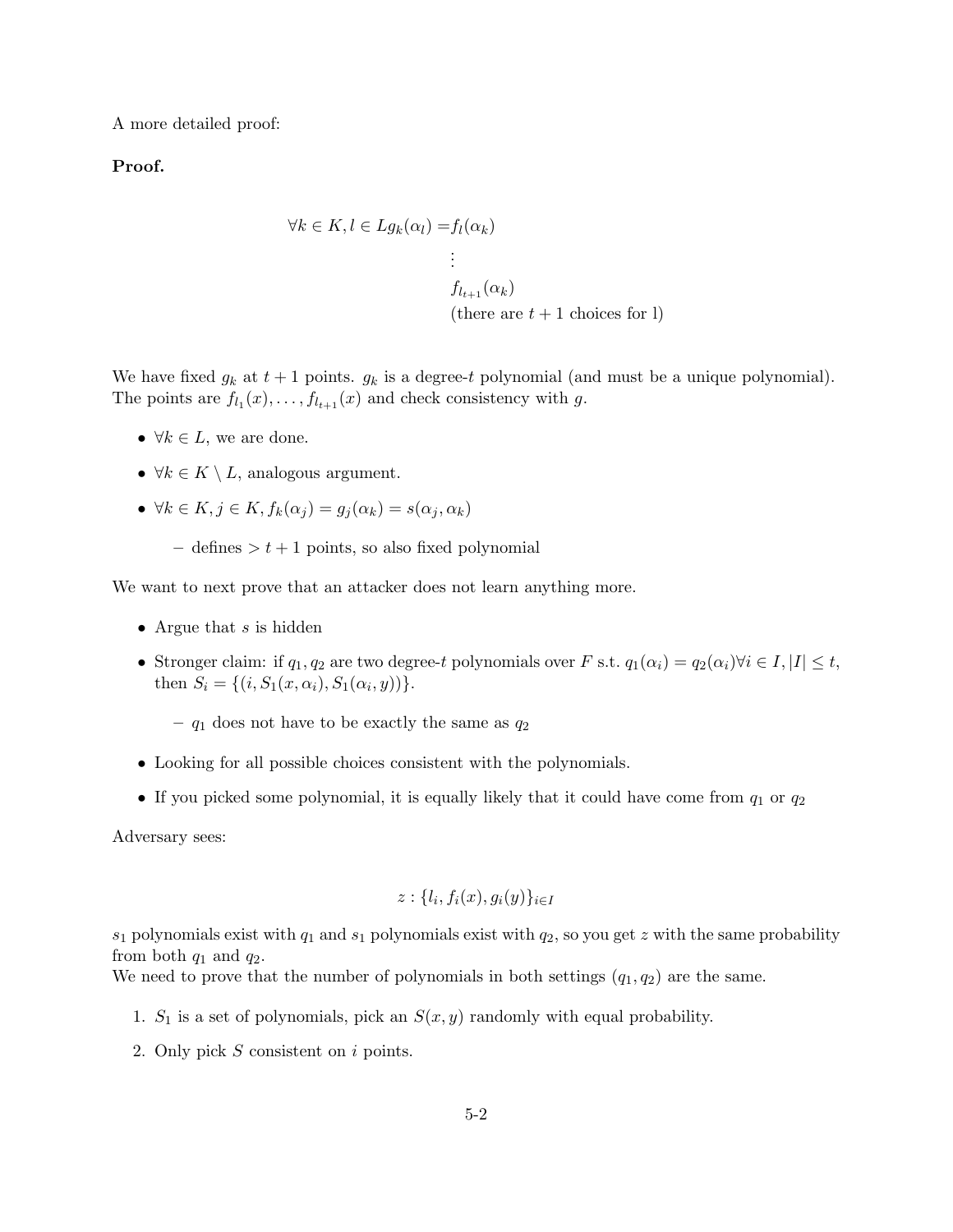A more detailed proof:

**Proof.**

$$\forall k \in K, l \in L g_k(\alpha_l) = f_l(\alpha_k)$$
$$\vdots$$
$$f_{l_{t+1}}(\alpha_k)$$
(there are $t+1$ choices for l)

We have fixed $g_k$ at $t+1$ points. $g_k$ is a degree-$t$ polynomial (and must be a unique polynomial). The points are $f_{l_1}(x), \ldots, f_{l_{t+1}}(x)$ and check consistency with $g$.

- $\forall k \in L$, we are done.
- $\forall k \in K \setminus L$, analogous argument.
- $\forall k \in K, j \in K, f_k(\alpha_j) = g_j(\alpha_k) = s(\alpha_j, \alpha_k)$
  - defines $> t+1$ points, so also fixed polynomial

We want to next prove that an attacker does not learn anything more.

- Argue that $s$ is hidden
- Stronger claim: if $q_1, q_2$ are two degree-$t$ polynomials over $F$ s.t. $q_1(\alpha_i) = q_2(\alpha_i) \forall i \in I, |I| \leq t$, then $S_i = \{(i, S_1(x, \alpha_i), S_1(\alpha_i, y))\}$.
  - $q_1$ does not have to be exactly the same as $q_2$
- Looking for all possible choices consistent with the polynomials.
- If you picked some polynomial, it is equally likely that it could have come from $q_1$ or $q_2$

Adversary sees:

$$z : \{l_i, f_i(x), g_i(y)\}_{i \in I}$$

$s_1$ polynomials exist with $q_1$ and $s_1$ polynomials exist with $q_2$, so you get $z$ with the same probability from both $q_1$ and $q_2$.
We need to prove that the number of polynomials in both settings $(q_1, q_2)$ are the same.

1. $S_1$ is a set of polynomials, pick an $S(x, y)$ randomly with equal probability.
2. Only pick $S$ consistent on $i$ points.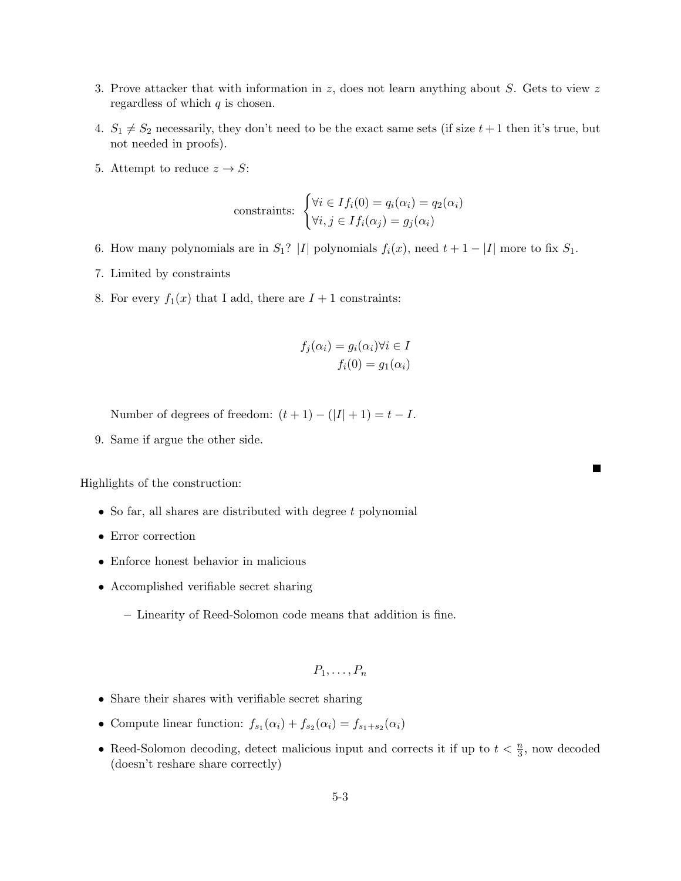3. Prove attacker that with information in $z$, does not learn anything about $S$. Gets to view $z$ regardless of which $q$ is chosen.

4. $S_1 \neq S_2$ necessarily, they don't need to be the exact same sets (if size $t+1$ then it's true, but not needed in proofs).

5. Attempt to reduce $z \to S$:

$$\text{constraints: } \begin{cases} \forall i \in I f_i(0) = q_i(\alpha_i) = q_2(\alpha_i) \\ \forall i, j \in I f_i(\alpha_j) = g_j(\alpha_i) \end{cases}$$

6. How many polynomials are in $S_1$? $|I|$ polynomials $f_i(x)$, need $t+1-|I|$ more to fix $S_1$.

7. Limited by constraints

8. For every $f_1(x)$ that I add, there are $I+1$ constraints:

$$f_j(\alpha_i) = g_i(\alpha_i) \forall i \in I$$
$$f_i(0) = g_1(\alpha_i)$$

Number of degrees of freedom: $(t+1) - (|I|+1) = t - I$.

9. Same if argue the other side.

■

Highlights of the construction:

- So far, all shares are distributed with degree $t$ polynomial
- Error correction
- Enforce honest behavior in malicious
- Accomplished verifiable secret sharing
  - Linearity of Reed-Solomon code means that addition is fine.

$$P_1, \ldots, P_n$$

- Share their shares with verifiable secret sharing
- Compute linear function: $f_{s_1}(\alpha_i) + f_{s_2}(\alpha_i) = f_{s_1+s_2}(\alpha_i)$
- Reed-Solomon decoding, detect malicious input and corrects it if up to $t < \frac{n}{3}$, now decoded (doesn't reshare share correctly)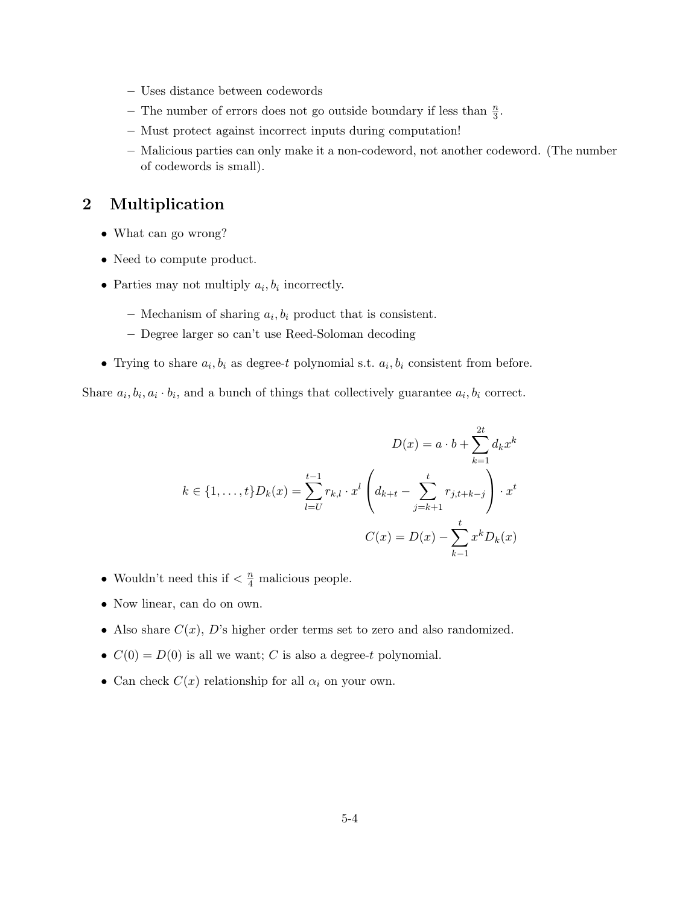- Uses distance between codewords
  - The number of errors does not go outside boundary if less than $\frac{n}{3}$.
  - Must protect against incorrect inputs during computation!
  - Malicious parties can only make it a non-codeword, not another codeword. (The number of codewords is small).

## 2 Multiplication

- What can go wrong?
- Need to compute product.
- Parties may not multiply $a_i, b_i$ incorrectly.
  - Mechanism of sharing $a_i, b_i$ product that is consistent.
  - Degree larger so can't use Reed-Soloman decoding
- Trying to share $a_i, b_i$ as degree-$t$ polynomial s.t. $a_i, b_i$ consistent from before.

Share $a_i, b_i, a_i \cdot b_i$, and a bunch of things that collectively guarantee $a_i, b_i$ correct.

$$D(x) = a \cdot b + \sum_{k=1}^{2t} d_k x^k$$

$$k \in \{1, \ldots, t\} D_k(x) = \sum_{l=U}^{t-1} r_{k,l} \cdot x^l \left( d_{k+t} - \sum_{j=k+1}^{t} r_{j,t+k-j} \right) \cdot x^t$$

$$C(x) = D(x) - \sum_{k-1}^{t} x^k D_k(x)$$

- Wouldn't need this if $< \frac{n}{4}$ malicious people.
- Now linear, can do on own.
- Also share $C(x)$, $D$'s higher order terms set to zero and also randomized.
- $C(0) = D(0)$ is all we want; $C$ is also a degree-$t$ polynomial.
- Can check $C(x)$ relationship for all $\alpha_i$ on your own.